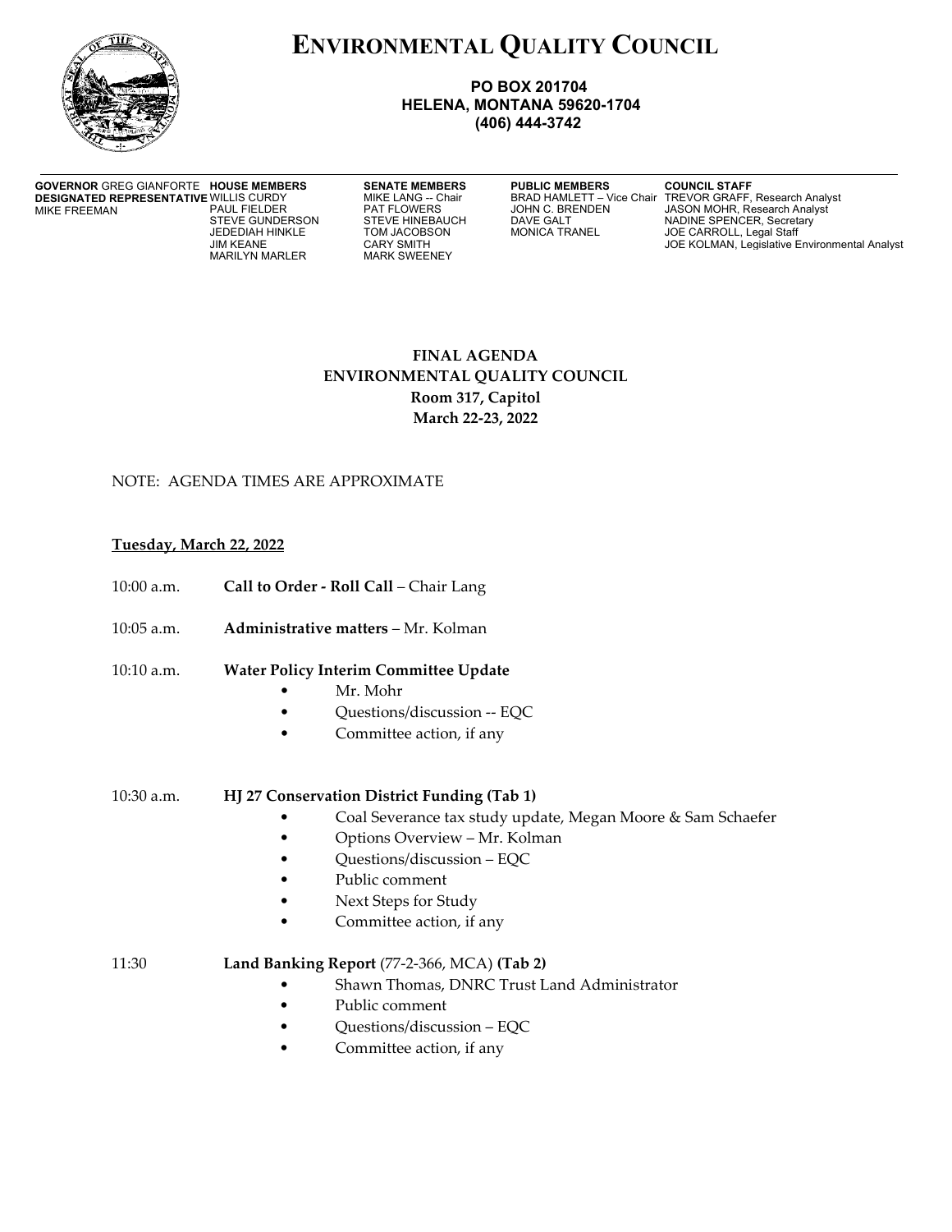# ENVIRONMENTAL QUALITY COUNCIL

**PO BOX 201704**
**HELENA, MONTANA 59620-1704**
**(406) 444-3742**

**GOVERNOR** GREG GIANFORTE
**DESIGNATED REPRESENTATIVE**
MIKE FREEMAN

**HOUSE MEMBERS**
WILLIS CURDY
PAUL FIELDER
STEVE GUNDERSON
JEDEDIAH HINKLE
JIM KEANE
MARILYN MARLER

**SENATE MEMBERS**
MIKE LANG -- Chair
PAT FLOWERS
STEVE HINEBAUCH
TOM JACOBSON
CARY SMITH
MARK SWEENEY

**PUBLIC MEMBERS**
BRAD HAMLETT – Vice Chair
JOHN C. BRENDEN
DAVE GALT
MONICA TRANEL

**COUNCIL STAFF**
TREVOR GRAFF, Research Analyst
JASON MOHR, Research Analyst
NADINE SPENCER, Secretary
JOE CARROLL, Legal Staff
JOE KOLMAN, Legislative Environmental Analyst

**FINAL AGENDA**
**ENVIRONMENTAL QUALITY COUNCIL**
**Room 317, Capitol**
**March 22-23, 2022**

NOTE: AGENDA TIMES ARE APPROXIMATE

**Tuesday, March 22, 2022**

10:00 a.m. **Call to Order - Roll Call** – Chair Lang

10:05 a.m. **Administrative matters** – Mr. Kolman

10:10 a.m. **Water Policy Interim Committee Update**

- Mr. Mohr
- Questions/discussion -- EQC
- Committee action, if any

10:30 a.m. **HJ 27 Conservation District Funding (Tab 1)**

- Coal Severance tax study update, Megan Moore & Sam Schaefer
- Options Overview – Mr. Kolman
- Questions/discussion – EQC
- Public comment
- Next Steps for Study
- Committee action, if any

11:30 **Land Banking Report** (77-2-366, MCA) **(Tab 2)**

- Shawn Thomas, DNRC Trust Land Administrator
- Public comment
- Questions/discussion – EQC
- Committee action, if any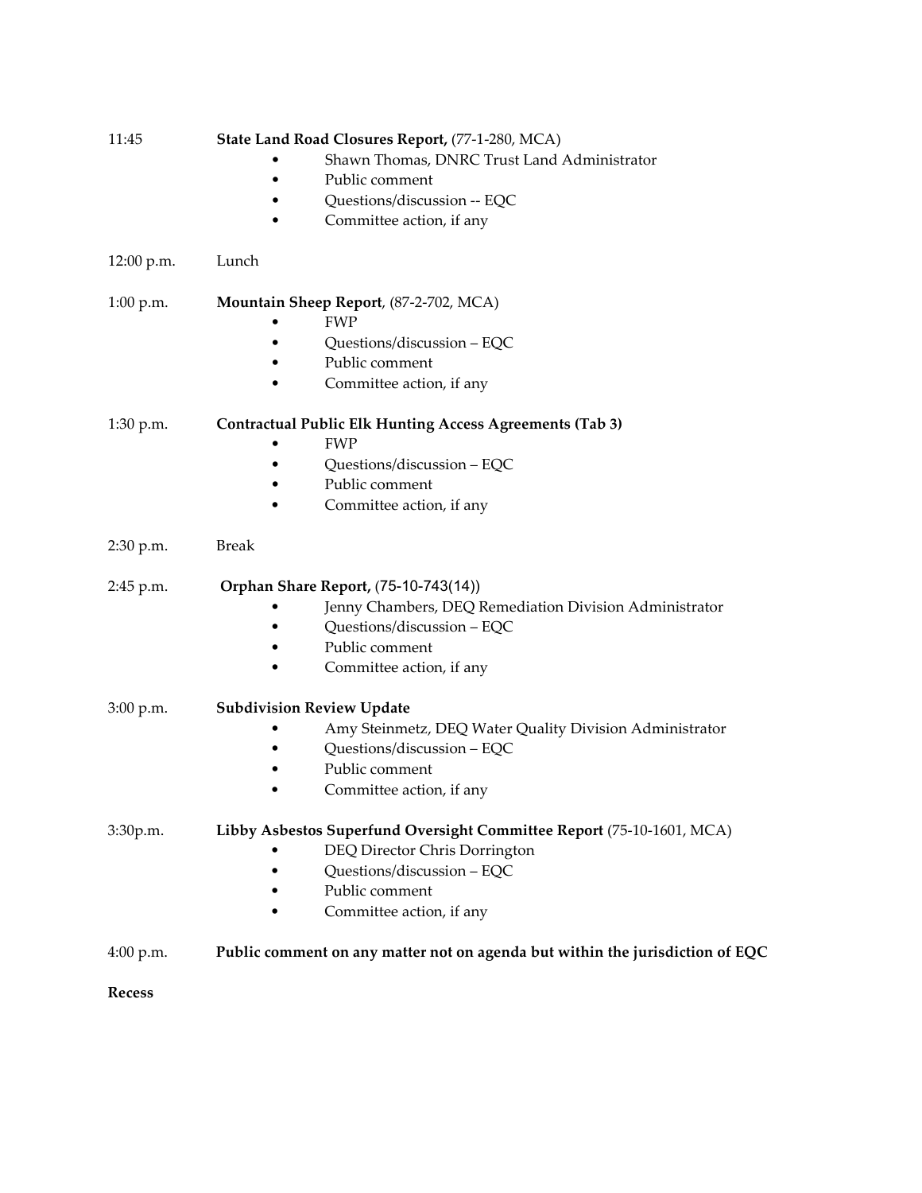11:45 **State Land Road Closures Report,** (77-1-280, MCA)

- Shawn Thomas, DNRC Trust Land Administrator
- Public comment
- Questions/discussion -- EQC
- Committee action, if any

12:00 p.m. Lunch

1:00 p.m. **Mountain Sheep Report**, (87-2-702, MCA)

- FWP
- Questions/discussion – EQC
- Public comment
- Committee action, if any

1:30 p.m. **Contractual Public Elk Hunting Access Agreements (Tab 3)**

- FWP
- Questions/discussion – EQC
- Public comment
- Committee action, if any

2:30 p.m. Break

2:45 p.m. **Orphan Share Report,** (75-10-743(14))

- Jenny Chambers, DEQ Remediation Division Administrator
- Questions/discussion – EQC
- Public comment
- Committee action, if any

3:00 p.m. **Subdivision Review Update**

- Amy Steinmetz, DEQ Water Quality Division Administrator
- Questions/discussion – EQC
- Public comment
- Committee action, if any

3:30p.m. **Libby Asbestos Superfund Oversight Committee Report** (75-10-1601, MCA)

- DEQ Director Chris Dorrington
- Questions/discussion – EQC
- Public comment
- Committee action, if any

4:00 p.m. **Public comment on any matter not on agenda but within the jurisdiction of EQC**

**Recess**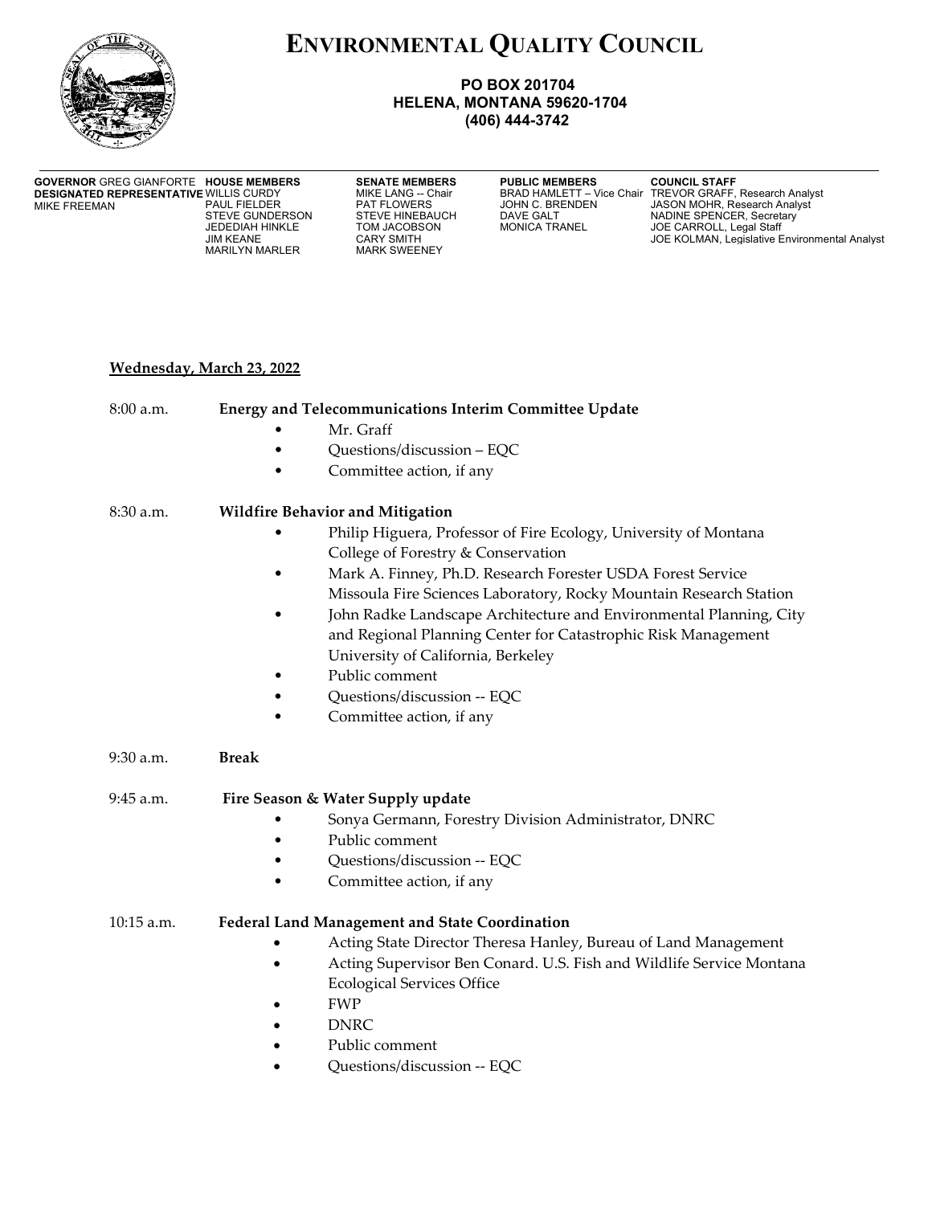# ENVIRONMENTAL QUALITY COUNCIL

**PO BOX 201704**
**HELENA, MONTANA 59620-1704**
**(406) 444-3742**

| **GOVERNOR** GREG GIANFORTE | **HOUSE MEMBERS** | **SENATE MEMBERS** | **PUBLIC MEMBERS** | **COUNCIL STAFF** |
|---|---|---|---|---|
| **DESIGNATED REPRESENTATIVE** | WILLIS CURDY | MIKE LANG -- Chair | BRAD HAMLETT – Vice Chair | TREVOR GRAFF, Research Analyst |
| MIKE FREEMAN | PAUL FIELDER | PAT FLOWERS | JOHN C. BRENDEN | JASON MOHR, Research Analyst |
| | STEVE GUNDERSON | STEVE HINEBAUCH | DAVE GALT | NADINE SPENCER, Secretary |
| | JEDEDIAH HINKLE | TOM JACOBSON | MONICA TRANEL | JOE CARROLL, Legal Staff |
| | JIM KEANE | CARY SMITH | | JOE KOLMAN, Legislative Environmental Analyst |
| | MARILYN MARLER | MARK SWEENEY | | |

**Wednesday, March 23, 2022**

8:00 a.m. **Energy and Telecommunications Interim Committee Update**

- Mr. Graff
- Questions/discussion – EQC
- Committee action, if any

8:30 a.m. **Wildfire Behavior and Mitigation**

- Philip Higuera, Professor of Fire Ecology, University of Montana College of Forestry & Conservation
- Mark A. Finney, Ph.D. Research Forester USDA Forest Service Missoula Fire Sciences Laboratory, Rocky Mountain Research Station
- John Radke Landscape Architecture and Environmental Planning, City and Regional Planning Center for Catastrophic Risk Management University of California, Berkeley
- Public comment
- Questions/discussion -- EQC
- Committee action, if any

9:30 a.m. **Break**

9:45 a.m. **Fire Season & Water Supply update**

- Sonya Germann, Forestry Division Administrator, DNRC
- Public comment
- Questions/discussion -- EQC
- Committee action, if any

10:15 a.m. **Federal Land Management and State Coordination**

- Acting State Director Theresa Hanley, Bureau of Land Management
- Acting Supervisor Ben Conard. U.S. Fish and Wildlife Service Montana Ecological Services Office
- FWP
- DNRC
- Public comment
- Questions/discussion -- EQC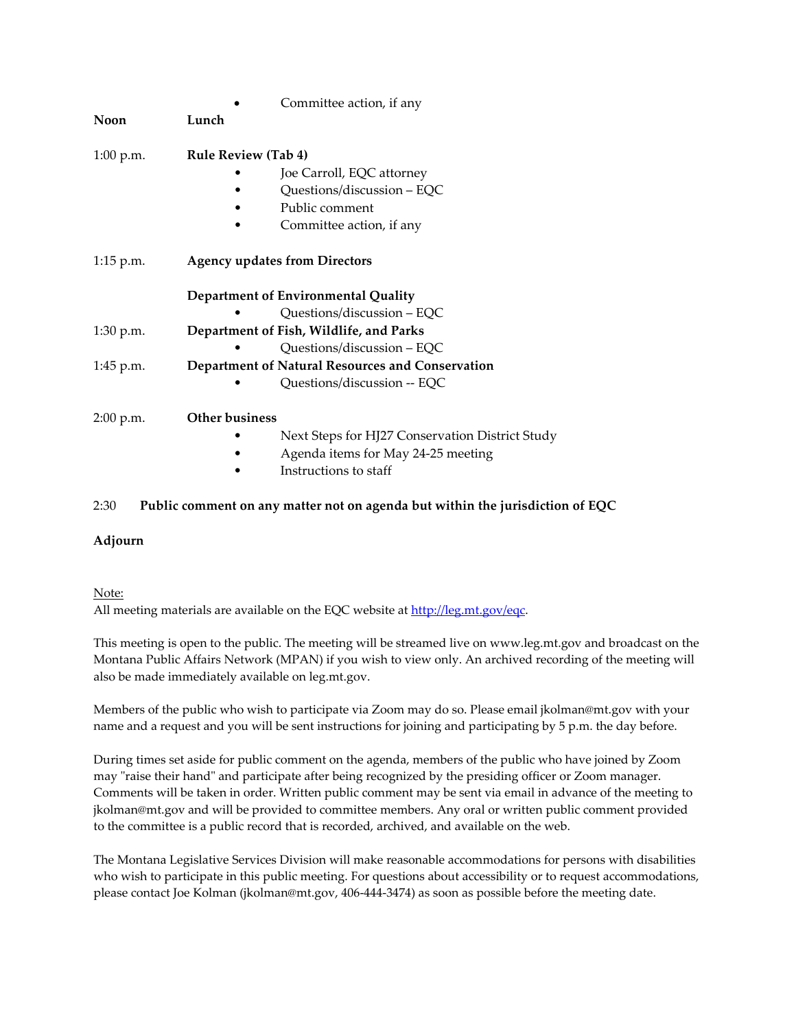- Committee action, if any

**Noon** **Lunch**

1:00 p.m. **Rule Review (Tab 4)**

- Joe Carroll, EQC attorney
- Questions/discussion – EQC
- Public comment
- Committee action, if any

1:15 p.m. **Agency updates from Directors**

**Department of Environmental Quality**

- Questions/discussion – EQC

1:30 p.m. **Department of Fish, Wildlife, and Parks**

- Questions/discussion – EQC

1:45 p.m. **Department of Natural Resources and Conservation**

- Questions/discussion -- EQC

2:00 p.m. **Other business**

- Next Steps for HJ27 Conservation District Study
- Agenda items for May 24-25 meeting
- Instructions to staff

2:30 **Public comment on any matter not on agenda but within the jurisdiction of EQC**

**Adjourn**

Note:
All meeting materials are available on the EQC website at http://leg.mt.gov/eqc.

This meeting is open to the public. The meeting will be streamed live on www.leg.mt.gov and broadcast on the Montana Public Affairs Network (MPAN) if you wish to view only. An archived recording of the meeting will also be made immediately available on leg.mt.gov.

Members of the public who wish to participate via Zoom may do so. Please email jkolman@mt.gov with your name and a request and you will be sent instructions for joining and participating by 5 p.m. the day before.

During times set aside for public comment on the agenda, members of the public who have joined by Zoom may "raise their hand" and participate after being recognized by the presiding officer or Zoom manager. Comments will be taken in order. Written public comment may be sent via email in advance of the meeting to jkolman@mt.gov and will be provided to committee members. Any oral or written public comment provided to the committee is a public record that is recorded, archived, and available on the web.

The Montana Legislative Services Division will make reasonable accommodations for persons with disabilities who wish to participate in this public meeting. For questions about accessibility or to request accommodations, please contact Joe Kolman (jkolman@mt.gov, 406-444-3474) as soon as possible before the meeting date.